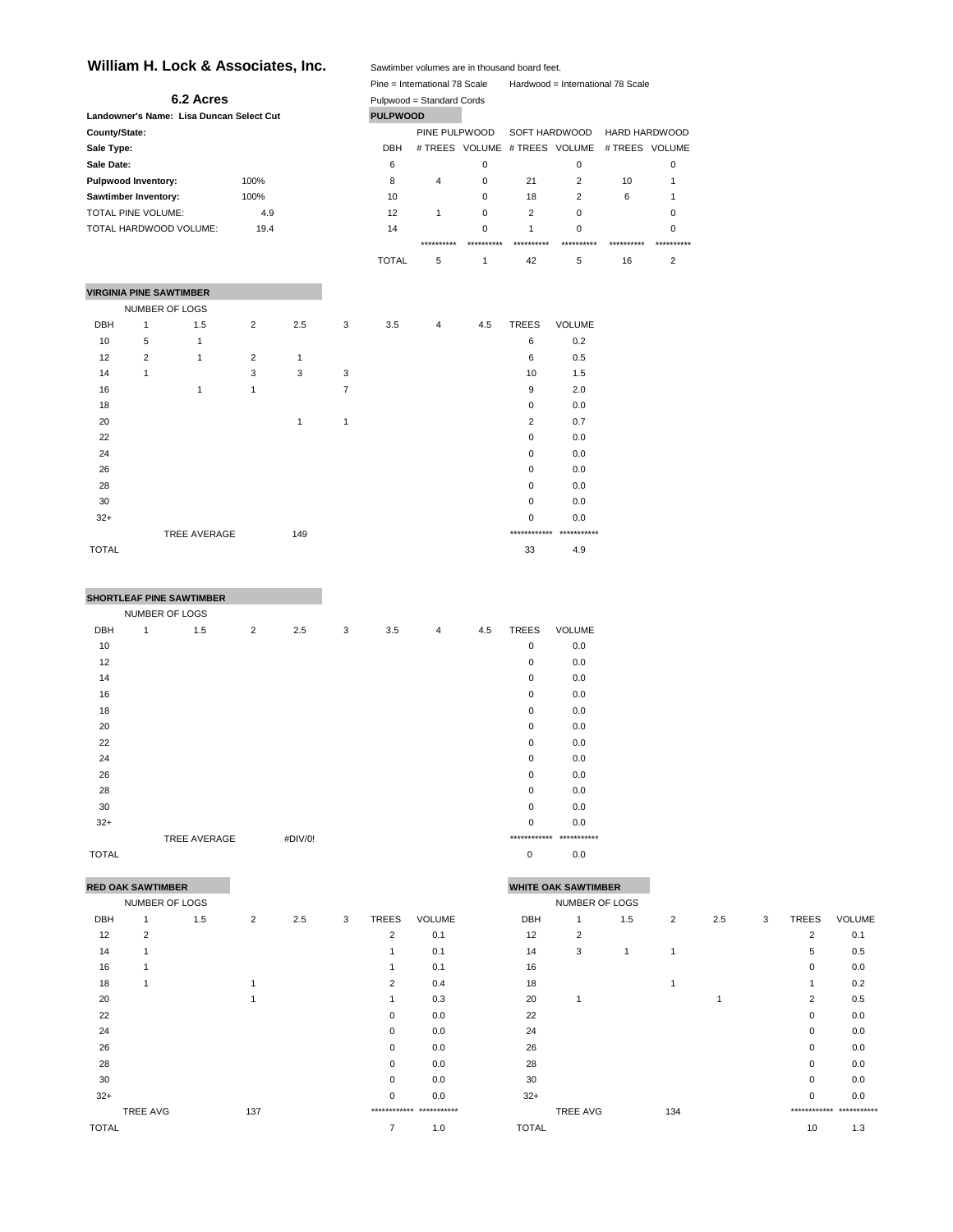# William H. Lock & Associates, Inc.

Sawtimber volumes are in thousand board feet.

Pine = International 78 Scale    Hardwood = International 78 Scale

Pulpwood = Standard Cords

## 6.2 Acres

| | |
|---|---|
| **Landowner's Name: Lisa Duncan Select Cut** | |
| **County/State:** | |
| **Sale Type:** | |
| **Sale Date:** | |
| **Pulpwood Inventory:** | 100% |
| **Sawtimber Inventory:** | 100% |
| TOTAL PINE VOLUME: | 4.9 |
| TOTAL HARDWOOD VOLUME: | 19.4 |

**PULPWOOD**

| | PINE PULPWOOD | | SOFT HARDWOOD | | HARD HARDWOOD | |
|---|---|---|---|---|---|---|
| DBH | # TREES | VOLUME | # TREES | VOLUME | # TREES | VOLUME |
| 6 | | 0 | | 0 | | 0 |
| 8 | 4 | 0 | 21 | 2 | 10 | 1 |
| 10 | | 0 | 18 | 2 | 6 | 1 |
| 12 | 1 | 0 | 2 | 0 | | 0 |
| 14 | | 0 | 1 | 0 | | 0 |
| | ********** | ********** | ********** | ********** | ********** | ********** |
| TOTAL | 5 | 1 | 42 | 5 | 16 | 2 |

**VIRGINIA PINE SAWTIMBER**

| | NUMBER OF LOGS | | | | | | | | | |
|---|---|---|---|---|---|---|---|---|---|---|
| DBH | 1 | 1.5 | 2 | 2.5 | 3 | 3.5 | 4 | 4.5 | TREES | VOLUME |
| 10 | 5 | 1 | | | | | | | 6 | 0.2 |
| 12 | 2 | 1 | 2 | 1 | | | | | 6 | 0.5 |
| 14 | 1 | | 3 | 3 | 3 | | | | 10 | 1.5 |
| 16 | | 1 | 1 | | 7 | | | | 9 | 2.0 |
| 18 | | | | | | | | | 0 | 0.0 |
| 20 | | | | 1 | 1 | | | | 2 | 0.7 |
| 22 | | | | | | | | | 0 | 0.0 |
| 24 | | | | | | | | | 0 | 0.0 |
| 26 | | | | | | | | | 0 | 0.0 |
| 28 | | | | | | | | | 0 | 0.0 |
| 30 | | | | | | | | | 0 | 0.0 |
| 32+ | | | | | | | | | 0 | 0.0 |
| | | TREE AVERAGE | | 149 | | | | | ************ | *********** |
| TOTAL | | | | | | | | | 33 | 4.9 |

**SHORTLEAF PINE SAWTIMBER**

| | NUMBER OF LOGS | | | | | | | | | |
|---|---|---|---|---|---|---|---|---|---|---|
| DBH | 1 | 1.5 | 2 | 2.5 | 3 | 3.5 | 4 | 4.5 | TREES | VOLUME |
| 10 | | | | | | | | | 0 | 0.0 |
| 12 | | | | | | | | | 0 | 0.0 |
| 14 | | | | | | | | | 0 | 0.0 |
| 16 | | | | | | | | | 0 | 0.0 |
| 18 | | | | | | | | | 0 | 0.0 |
| 20 | | | | | | | | | 0 | 0.0 |
| 22 | | | | | | | | | 0 | 0.0 |
| 24 | | | | | | | | | 0 | 0.0 |
| 26 | | | | | | | | | 0 | 0.0 |
| 28 | | | | | | | | | 0 | 0.0 |
| 30 | | | | | | | | | 0 | 0.0 |
| 32+ | | | | | | | | | 0 | 0.0 |
| | | TREE AVERAGE | | #DIV/0! | | | | | ************ | *********** |
| TOTAL | | | | | | | | | 0 | 0.0 |

**RED OAK SAWTIMBER**

| | NUMBER OF LOGS | | | | | | |
|---|---|---|---|---|---|---|---|
| DBH | 1 | 1.5 | 2 | 2.5 | 3 | TREES | VOLUME |
| 12 | 2 | | | | | 2 | 0.1 |
| 14 | 1 | | | | | 1 | 0.1 |
| 16 | 1 | | | | | 1 | 0.1 |
| 18 | 1 | | 1 | | | 2 | 0.4 |
| 20 | | | 1 | | | 1 | 0.3 |
| 22 | | | | | | 0 | 0.0 |
| 24 | | | | | | 0 | 0.0 |
| 26 | | | | | | 0 | 0.0 |
| 28 | | | | | | 0 | 0.0 |
| 30 | | | | | | 0 | 0.0 |
| 32+ | | | | | | 0 | 0.0 |
| | TREE AVG | | 137 | | | ************ | *********** |
| TOTAL | | | | | | 7 | 1.0 |

**WHITE OAK SAWTIMBER**

| | NUMBER OF LOGS | | | | | | |
|---|---|---|---|---|---|---|---|
| DBH | 1 | 1.5 | 2 | 2.5 | 3 | TREES | VOLUME |
| 12 | 2 | | | | | 2 | 0.1 |
| 14 | 3 | 1 | 1 | | | 5 | 0.5 |
| 16 | | | | | | 0 | 0.0 |
| 18 | | | 1 | | | 1 | 0.2 |
| 20 | 1 | | | 1 | | 2 | 0.5 |
| 22 | | | | | | 0 | 0.0 |
| 24 | | | | | | 0 | 0.0 |
| 26 | | | | | | 0 | 0.0 |
| 28 | | | | | | 0 | 0.0 |
| 30 | | | | | | 0 | 0.0 |
| 32+ | | | | | | 0 | 0.0 |
| | TREE AVG | | 134 | | | ************ | *********** |
| TOTAL | | | | | | 10 | 1.3 |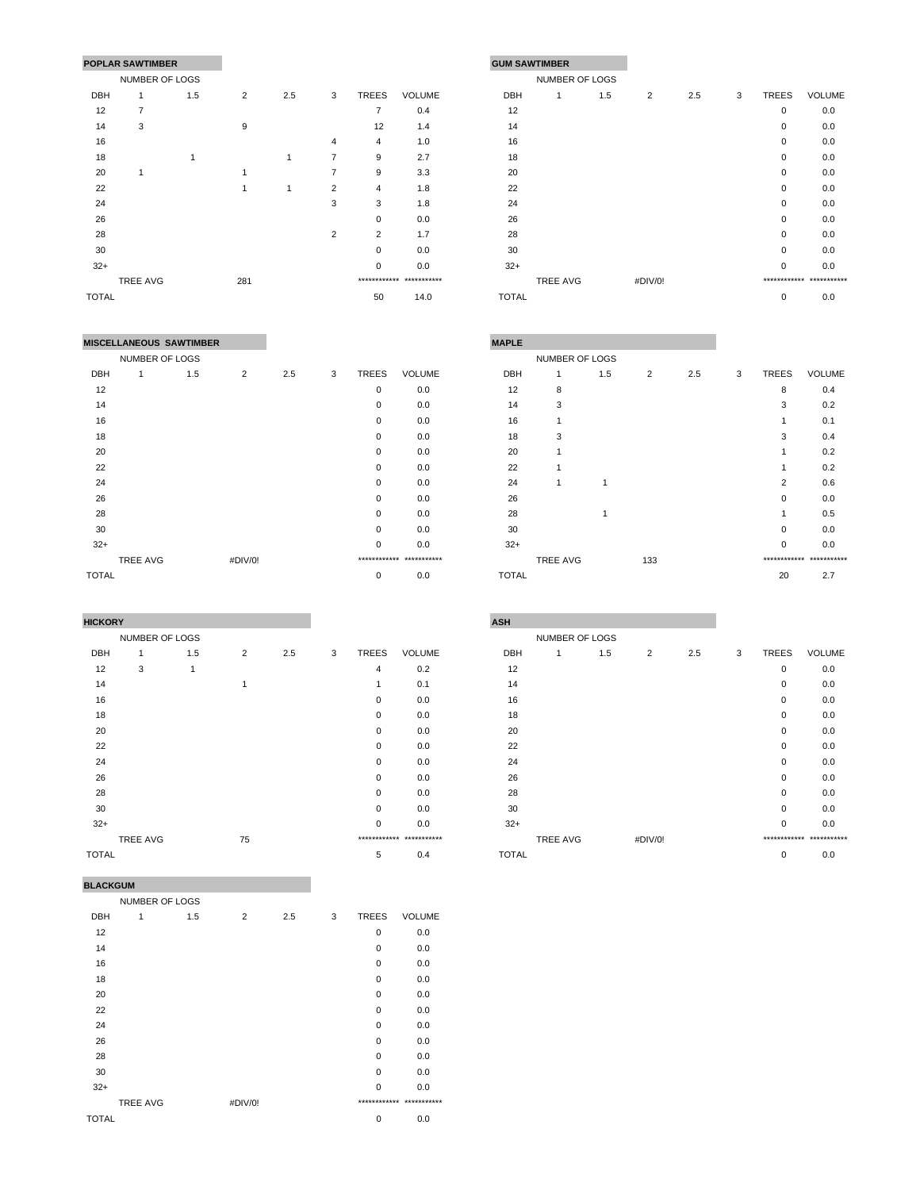**POPLAR SAWTIMBER**

| | NUMBER OF LOGS | | | | | | |
|---|---|---|---|---|---|---|---|
| DBH | 1 | 1.5 | 2 | 2.5 | 3 | TREES | VOLUME |
| 12 | 7 | | | | | 7 | 0.4 |
| 14 | 3 | | 9 | | | 12 | 1.4 |
| 16 | | | | | 4 | 4 | 1.0 |
| 18 | | 1 | | 1 | 7 | 9 | 2.7 |
| 20 | 1 | | 1 | | 7 | 9 | 3.3 |
| 22 | | | 1 | 1 | 2 | 4 | 1.8 |
| 24 | | | | | 3 | 3 | 1.8 |
| 26 | | | | | | 0 | 0.0 |
| 28 | | | | | 2 | 2 | 1.7 |
| 30 | | | | | | 0 | 0.0 |
| 32+ | | | | | | 0 | 0.0 |
| | TREE AVG | | 281 | | | ************ | *********** |
| TOTAL | | | | | | 50 | 14.0 |

**GUM SAWTIMBER**

| | NUMBER OF LOGS | | | | | | |
|---|---|---|---|---|---|---|---|
| DBH | 1 | 1.5 | 2 | 2.5 | 3 | TREES | VOLUME |
| 12 | | | | | | 0 | 0.0 |
| 14 | | | | | | 0 | 0.0 |
| 16 | | | | | | 0 | 0.0 |
| 18 | | | | | | 0 | 0.0 |
| 20 | | | | | | 0 | 0.0 |
| 22 | | | | | | 0 | 0.0 |
| 24 | | | | | | 0 | 0.0 |
| 26 | | | | | | 0 | 0.0 |
| 28 | | | | | | 0 | 0.0 |
| 30 | | | | | | 0 | 0.0 |
| 32+ | | | | | | 0 | 0.0 |
| | TREE AVG | | #DIV/0! | | | ************ | *********** |
| TOTAL | | | | | | 0 | 0.0 |

**MISCELLANEOUS SAWTIMBER**

| | NUMBER OF LOGS | | | | | | |
|---|---|---|---|---|---|---|---|
| DBH | 1 | 1.5 | 2 | 2.5 | 3 | TREES | VOLUME |
| 12 | | | | | | 0 | 0.0 |
| 14 | | | | | | 0 | 0.0 |
| 16 | | | | | | 0 | 0.0 |
| 18 | | | | | | 0 | 0.0 |
| 20 | | | | | | 0 | 0.0 |
| 22 | | | | | | 0 | 0.0 |
| 24 | | | | | | 0 | 0.0 |
| 26 | | | | | | 0 | 0.0 |
| 28 | | | | | | 0 | 0.0 |
| 30 | | | | | | 0 | 0.0 |
| 32+ | | | | | | 0 | 0.0 |
| | TREE AVG | | #DIV/0! | | | ************ | *********** |
| TOTAL | | | | | | 0 | 0.0 |

**MAPLE**

| | NUMBER OF LOGS | | | | | | |
|---|---|---|---|---|---|---|---|
| DBH | 1 | 1.5 | 2 | 2.5 | 3 | TREES | VOLUME |
| 12 | 8 | | | | | 8 | 0.4 |
| 14 | 3 | | | | | 3 | 0.2 |
| 16 | 1 | | | | | 1 | 0.1 |
| 18 | 3 | | | | | 3 | 0.4 |
| 20 | 1 | | | | | 1 | 0.2 |
| 22 | 1 | | | | | 1 | 0.2 |
| 24 | 1 | 1 | | | | 2 | 0.6 |
| 26 | | | | | | 0 | 0.0 |
| 28 | | 1 | | | | 1 | 0.5 |
| 30 | | | | | | 0 | 0.0 |
| 32+ | | | | | | 0 | 0.0 |
| | TREE AVG | | 133 | | | ************ | *********** |
| TOTAL | | | | | | 20 | 2.7 |

**HICKORY**

| | NUMBER OF LOGS | | | | | | |
|---|---|---|---|---|---|---|---|
| DBH | 1 | 1.5 | 2 | 2.5 | 3 | TREES | VOLUME |
| 12 | 3 | 1 | | | | 4 | 0.2 |
| 14 | | | 1 | | | 1 | 0.1 |
| 16 | | | | | | 0 | 0.0 |
| 18 | | | | | | 0 | 0.0 |
| 20 | | | | | | 0 | 0.0 |
| 22 | | | | | | 0 | 0.0 |
| 24 | | | | | | 0 | 0.0 |
| 26 | | | | | | 0 | 0.0 |
| 28 | | | | | | 0 | 0.0 |
| 30 | | | | | | 0 | 0.0 |
| 32+ | | | | | | 0 | 0.0 |
| | TREE AVG | | 75 | | | ************ | *********** |
| TOTAL | | | | | | 5 | 0.4 |

**ASH**

| | NUMBER OF LOGS | | | | | | |
|---|---|---|---|---|---|---|---|
| DBH | 1 | 1.5 | 2 | 2.5 | 3 | TREES | VOLUME |
| 12 | | | | | | 0 | 0.0 |
| 14 | | | | | | 0 | 0.0 |
| 16 | | | | | | 0 | 0.0 |
| 18 | | | | | | 0 | 0.0 |
| 20 | | | | | | 0 | 0.0 |
| 22 | | | | | | 0 | 0.0 |
| 24 | | | | | | 0 | 0.0 |
| 26 | | | | | | 0 | 0.0 |
| 28 | | | | | | 0 | 0.0 |
| 30 | | | | | | 0 | 0.0 |
| 32+ | | | | | | 0 | 0.0 |
| | TREE AVG | | #DIV/0! | | | ************ | *********** |
| TOTAL | | | | | | 0 | 0.0 |

**BLACKGUM**

| | NUMBER OF LOGS | | | | | | |
|---|---|---|---|---|---|---|---|
| DBH | 1 | 1.5 | 2 | 2.5 | 3 | TREES | VOLUME |
| 12 | | | | | | 0 | 0.0 |
| 14 | | | | | | 0 | 0.0 |
| 16 | | | | | | 0 | 0.0 |
| 18 | | | | | | 0 | 0.0 |
| 20 | | | | | | 0 | 0.0 |
| 22 | | | | | | 0 | 0.0 |
| 24 | | | | | | 0 | 0.0 |
| 26 | | | | | | 0 | 0.0 |
| 28 | | | | | | 0 | 0.0 |
| 30 | | | | | | 0 | 0.0 |
| 32+ | | | | | | 0 | 0.0 |
| | TREE AVG | | #DIV/0! | | | ************ | *********** |
| TOTAL | | | | | | 0 | 0.0 |